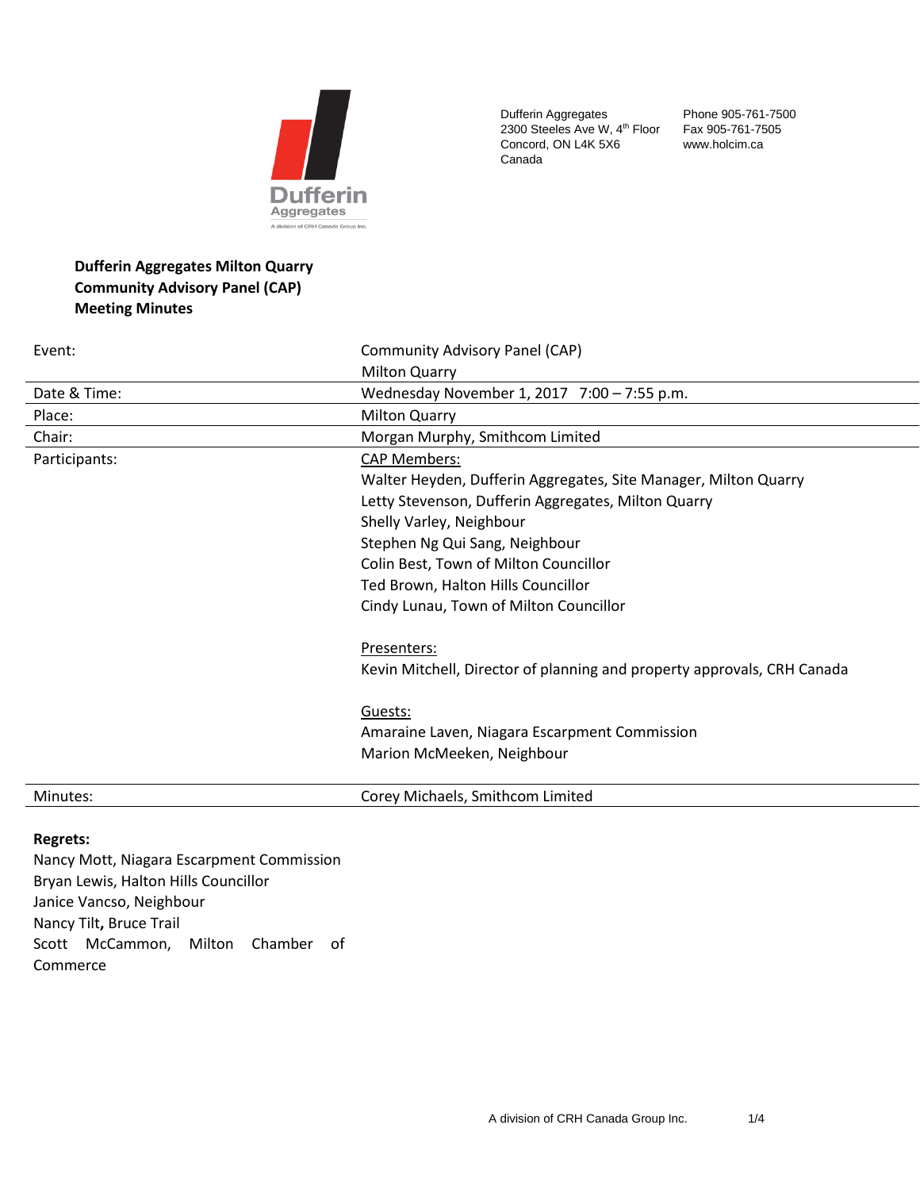Dufferin Aggregates
2300 Steeles Ave W, 4th Floor
Concord, ON L4K 5X6
Canada

Phone 905-761-7500
Fax 905-761-7505
www.holcim.ca

**Dufferin Aggregates Milton Quarry**
**Community Advisory Panel (CAP)**
**Meeting Minutes**

| | |
|---|---|
| Event: | Community Advisory Panel (CAP)<br>Milton Quarry |
| Date & Time: | Wednesday November 1, 2017 7:00 – 7:55 p.m. |
| Place: | Milton Quarry |
| Chair: | Morgan Murphy, Smithcom Limited |
| Participants: | CAP Members:<br>Walter Heyden, Dufferin Aggregates, Site Manager, Milton Quarry<br>Letty Stevenson, Dufferin Aggregates, Milton Quarry<br>Shelly Varley, Neighbour<br>Stephen Ng Qui Sang, Neighbour<br>Colin Best, Town of Milton Councillor<br>Ted Brown, Halton Hills Councillor<br>Cindy Lunau, Town of Milton Councillor<br><br>Presenters:<br>Kevin Mitchell, Director of planning and property approvals, CRH Canada<br><br>Guests:<br>Amaraine Laven, Niagara Escarpment Commission<br>Marion McMeeken, Neighbour |
| Minutes: | Corey Michaels, Smithcom Limited |

**Regrets:**
Nancy Mott, Niagara Escarpment Commission
Bryan Lewis, Halton Hills Councillor
Janice Vancso, Neighbour
Nancy Tilt**,** Bruce Trail
Scott McCammon, Milton Chamber of Commerce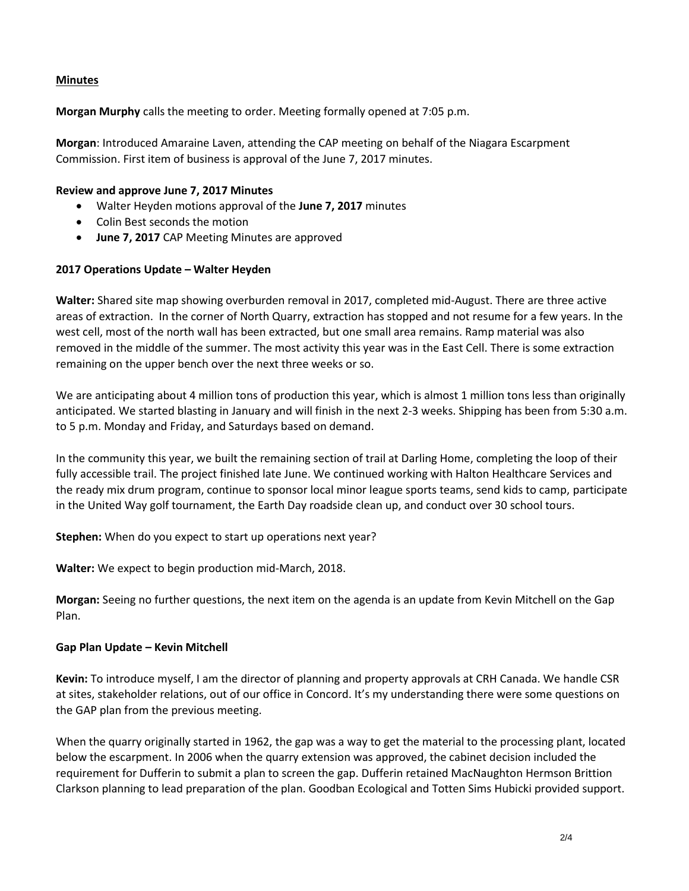**Minutes**

**Morgan Murphy** calls the meeting to order. Meeting formally opened at 7:05 p.m.

**Morgan**: Introduced Amaraine Laven, attending the CAP meeting on behalf of the Niagara Escarpment Commission. First item of business is approval of the June 7, 2017 minutes.

**Review and approve June 7, 2017 Minutes**

- Walter Heyden motions approval of the **June 7, 2017** minutes
- Colin Best seconds the motion
- **June 7, 2017** CAP Meeting Minutes are approved

**2017 Operations Update – Walter Heyden**

**Walter:** Shared site map showing overburden removal in 2017, completed mid-August. There are three active areas of extraction. In the corner of North Quarry, extraction has stopped and not resume for a few years. In the west cell, most of the north wall has been extracted, but one small area remains. Ramp material was also removed in the middle of the summer. The most activity this year was in the East Cell. There is some extraction remaining on the upper bench over the next three weeks or so.

We are anticipating about 4 million tons of production this year, which is almost 1 million tons less than originally anticipated. We started blasting in January and will finish in the next 2-3 weeks. Shipping has been from 5:30 a.m. to 5 p.m. Monday and Friday, and Saturdays based on demand.

In the community this year, we built the remaining section of trail at Darling Home, completing the loop of their fully accessible trail. The project finished late June. We continued working with Halton Healthcare Services and the ready mix drum program, continue to sponsor local minor league sports teams, send kids to camp, participate in the United Way golf tournament, the Earth Day roadside clean up, and conduct over 30 school tours.

**Stephen:** When do you expect to start up operations next year?

**Walter:** We expect to begin production mid-March, 2018.

**Morgan:** Seeing no further questions, the next item on the agenda is an update from Kevin Mitchell on the Gap Plan.

**Gap Plan Update – Kevin Mitchell**

**Kevin:** To introduce myself, I am the director of planning and property approvals at CRH Canada. We handle CSR at sites, stakeholder relations, out of our office in Concord. It's my understanding there were some questions on the GAP plan from the previous meeting.

When the quarry originally started in 1962, the gap was a way to get the material to the processing plant, located below the escarpment. In 2006 when the quarry extension was approved, the cabinet decision included the requirement for Dufferin to submit a plan to screen the gap. Dufferin retained MacNaughton Hermson Brittion Clarkson planning to lead preparation of the plan. Goodban Ecological and Totten Sims Hubicki provided support.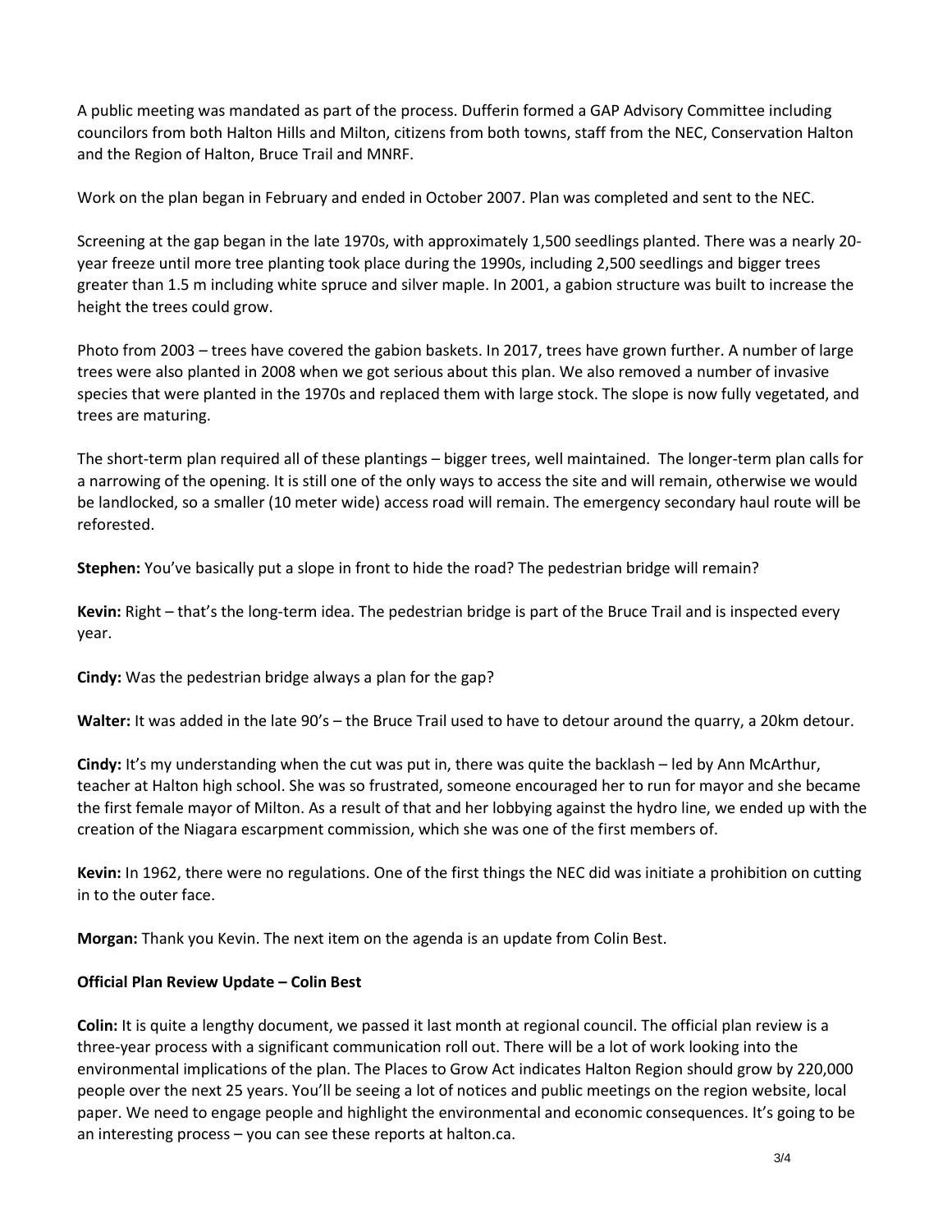A public meeting was mandated as part of the process. Dufferin formed a GAP Advisory Committee including councilors from both Halton Hills and Milton, citizens from both towns, staff from the NEC, Conservation Halton and the Region of Halton, Bruce Trail and MNRF.

Work on the plan began in February and ended in October 2007. Plan was completed and sent to the NEC.

Screening at the gap began in the late 1970s, with approximately 1,500 seedlings planted. There was a nearly 20-year freeze until more tree planting took place during the 1990s, including 2,500 seedlings and bigger trees greater than 1.5 m including white spruce and silver maple. In 2001, a gabion structure was built to increase the height the trees could grow.

Photo from 2003 – trees have covered the gabion baskets. In 2017, trees have grown further. A number of large trees were also planted in 2008 when we got serious about this plan. We also removed a number of invasive species that were planted in the 1970s and replaced them with large stock. The slope is now fully vegetated, and trees are maturing.

The short-term plan required all of these plantings – bigger trees, well maintained. The longer-term plan calls for a narrowing of the opening. It is still one of the only ways to access the site and will remain, otherwise we would be landlocked, so a smaller (10 meter wide) access road will remain. The emergency secondary haul route will be reforested.

**Stephen:** You've basically put a slope in front to hide the road? The pedestrian bridge will remain?

**Kevin:** Right – that's the long-term idea. The pedestrian bridge is part of the Bruce Trail and is inspected every year.

**Cindy:** Was the pedestrian bridge always a plan for the gap?

**Walter:** It was added in the late 90's – the Bruce Trail used to have to detour around the quarry, a 20km detour.

**Cindy:** It's my understanding when the cut was put in, there was quite the backlash – led by Ann McArthur, teacher at Halton high school. She was so frustrated, someone encouraged her to run for mayor and she became the first female mayor of Milton. As a result of that and her lobbying against the hydro line, we ended up with the creation of the Niagara escarpment commission, which she was one of the first members of.

**Kevin:** In 1962, there were no regulations. One of the first things the NEC did was initiate a prohibition on cutting in to the outer face.

**Morgan:** Thank you Kevin. The next item on the agenda is an update from Colin Best.

**Official Plan Review Update – Colin Best**

**Colin:** It is quite a lengthy document, we passed it last month at regional council. The official plan review is a three-year process with a significant communication roll out. There will be a lot of work looking into the environmental implications of the plan. The Places to Grow Act indicates Halton Region should grow by 220,000 people over the next 25 years. You'll be seeing a lot of notices and public meetings on the region website, local paper. We need to engage people and highlight the environmental and economic consequences. It's going to be an interesting process – you can see these reports at halton.ca.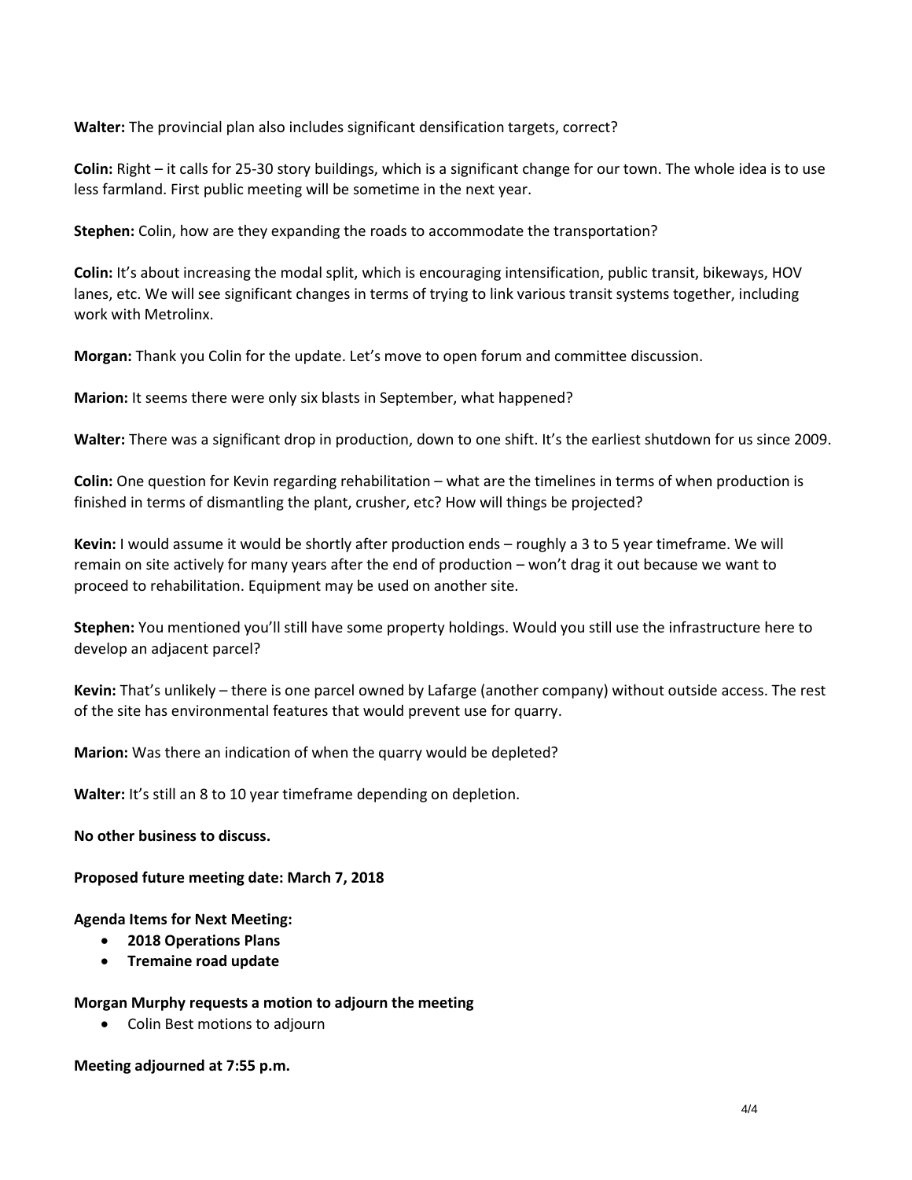**Walter:** The provincial plan also includes significant densification targets, correct?

**Colin:** Right – it calls for 25-30 story buildings, which is a significant change for our town. The whole idea is to use less farmland. First public meeting will be sometime in the next year.

**Stephen:** Colin, how are they expanding the roads to accommodate the transportation?

**Colin:** It's about increasing the modal split, which is encouraging intensification, public transit, bikeways, HOV lanes, etc. We will see significant changes in terms of trying to link various transit systems together, including work with Metrolinx.

**Morgan:** Thank you Colin for the update. Let's move to open forum and committee discussion.

**Marion:** It seems there were only six blasts in September, what happened?

**Walter:** There was a significant drop in production, down to one shift. It's the earliest shutdown for us since 2009.

**Colin:** One question for Kevin regarding rehabilitation – what are the timelines in terms of when production is finished in terms of dismantling the plant, crusher, etc? How will things be projected?

**Kevin:** I would assume it would be shortly after production ends – roughly a 3 to 5 year timeframe. We will remain on site actively for many years after the end of production – won't drag it out because we want to proceed to rehabilitation. Equipment may be used on another site.

**Stephen:** You mentioned you'll still have some property holdings. Would you still use the infrastructure here to develop an adjacent parcel?

**Kevin:** That's unlikely – there is one parcel owned by Lafarge (another company) without outside access. The rest of the site has environmental features that would prevent use for quarry.

**Marion:** Was there an indication of when the quarry would be depleted?

**Walter:** It's still an 8 to 10 year timeframe depending on depletion.

**No other business to discuss.**

**Proposed future meeting date: March 7, 2018**

**Agenda Items for Next Meeting:**

- **2018 Operations Plans**
- **Tremaine road update**

**Morgan Murphy requests a motion to adjourn the meeting**

- Colin Best motions to adjourn

**Meeting adjourned at 7:55 p.m.**